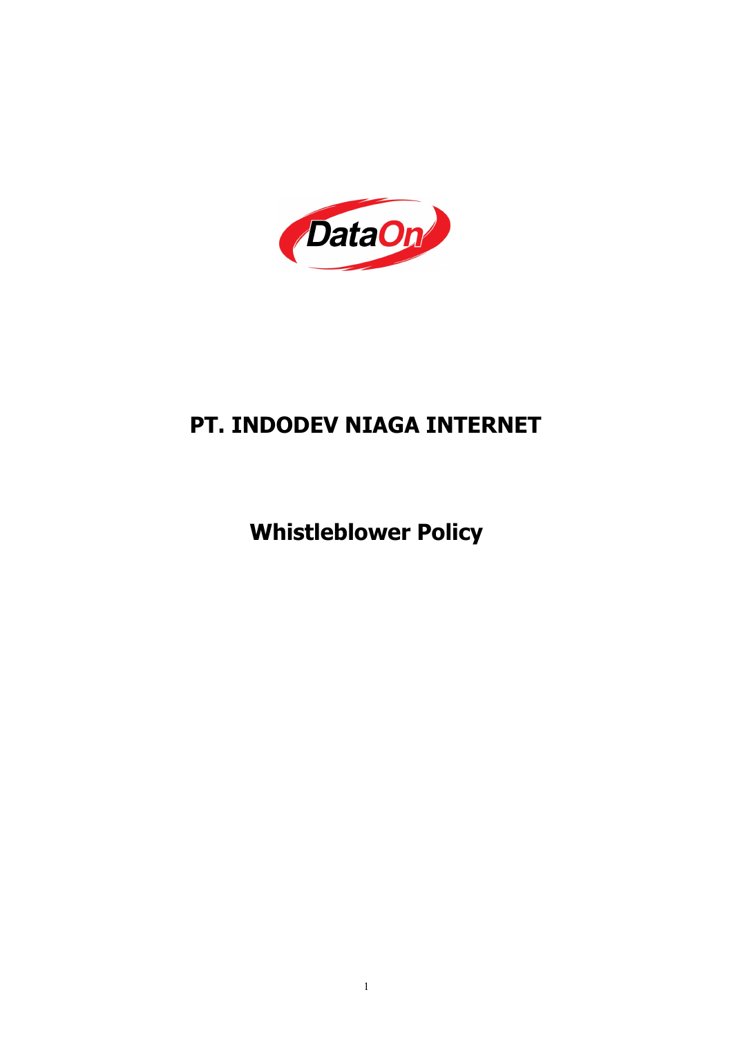# PT. INDODEV NIAGA INTERNET

## Whistleblower Policy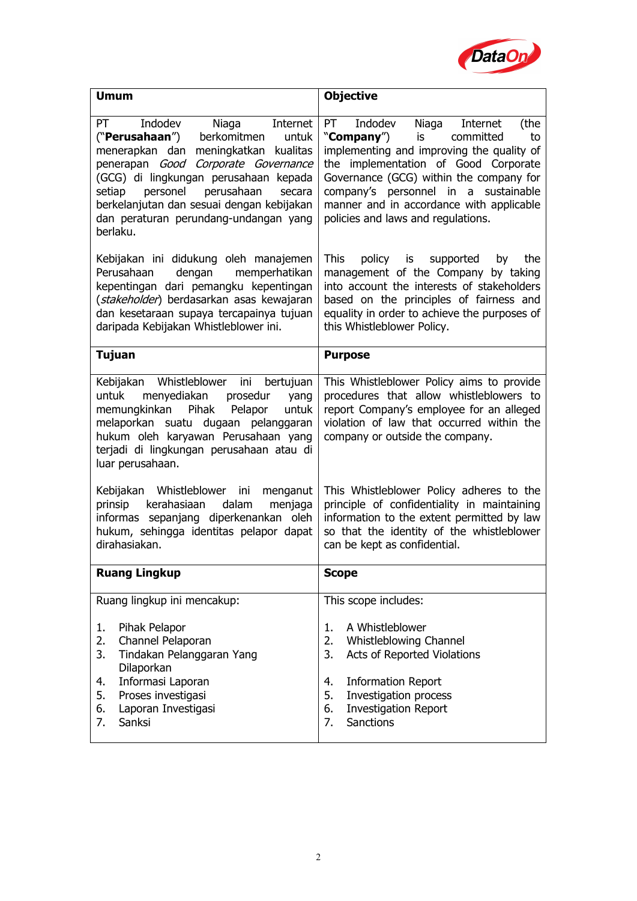| Umum | Objective |
|---|---|
| PT Indodev Niaga Internet ("**Perusahaan**") berkomitmen untuk menerapkan dan meningkatkan kualitas penerapan *Good Corporate Governance* (GCG) di lingkungan perusahaan kepada setiap personel perusahaan secara berkelanjutan dan sesuai dengan kebijakan dan peraturan perundang-undangan yang berlaku.<br><br>Kebijakan ini didukung oleh manajemen Perusahaan dengan memperhatikan kepentingan dari pemangku kepentingan (*stakeholder*) berdasarkan asas kewajaran dan kesetaraan supaya tercapainya tujuan daripada Kebijakan Whistleblower ini. | PT Indodev Niaga Internet (the "**Company**") is committed to implementing and improving the quality of the implementation of Good Corporate Governance (GCG) within the company for company's personnel in a sustainable manner and in accordance with applicable policies and laws and regulations.<br><br>This policy is supported by the management of the Company by taking into account the interests of stakeholders based on the principles of fairness and equality in order to achieve the purposes of this Whistleblower Policy. |
| **Tujuan** | **Purpose** |
| Kebijakan Whistleblower ini bertujuan untuk menyediakan prosedur yang memungkinkan Pihak Pelapor untuk melaporkan suatu dugaan pelanggaran hukum oleh karyawan Perusahaan yang terjadi di lingkungan perusahaan atau di luar perusahaan.<br><br>Kebijakan Whistleblower ini menganut prinsip kerahasiaan dalam menjaga informas sepanjang diperkenankan oleh hukum, sehingga identitas pelapor dapat dirahasiakan. | This Whistleblower Policy aims to provide procedures that allow whistleblowers to report Company's employee for an alleged violation of law that occurred within the company or outside the company.<br><br>This Whistleblower Policy adheres to the principle of confidentiality in maintaining information to the extent permitted by law so that the identity of the whistleblower can be kept as confidential. |
| **Ruang Lingkup** | **Scope** |
| Ruang lingkup ini mencakup:<br><br>1. Pihak Pelapor<br>2. Channel Pelaporan<br>3. Tindakan Pelanggaran Yang Dilaporkan<br>4. Informasi Laporan<br>5. Proses investigasi<br>6. Laporan Investigasi<br>7. Sanksi | This scope includes:<br><br>1. A Whistleblower<br>2. Whistleblowing Channel<br>3. Acts of Reported Violations<br>4. Information Report<br>5. Investigation process<br>6. Investigation Report<br>7. Sanctions |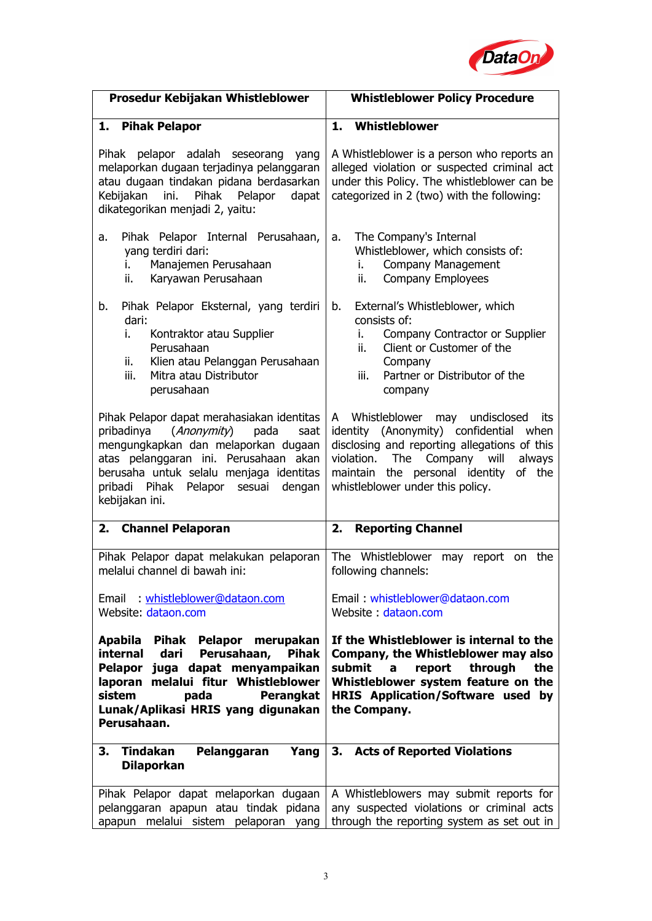| Prosedur Kebijakan Whistleblower | Whistleblower Policy Procedure |
|---|---|
| **1. Pihak Pelapor** | **1. Whistleblower** |
| Pihak pelapor adalah seseorang yang melaporkan dugaan terjadinya pelanggaran atau dugaan tindakan pidana berdasarkan Kebijakan ini. Pihak Pelapor dapat dikategorikan menjadi 2, yaitu:<br><br>a. Pihak Pelapor Internal Perusahaan, yang terdiri dari:<br>i. Manajemen Perusahaan<br>ii. Karyawan Perusahaan<br><br>b. Pihak Pelapor Eksternal, yang terdiri dari:<br>i. Kontraktor atau Supplier Perusahaan<br>ii. Klien atau Pelanggan Perusahaan<br>iii. Mitra atau Distributor perusahaan<br><br>Pihak Pelapor dapat merahasiakan identitas pribadinya (*Anonymity*) pada saat mengungkapkan dan melaporkan dugaan atas pelanggaran ini. Perusahaan akan berusaha untuk selalu menjaga identitas pribadi Pihak Pelapor sesuai dengan kebijakan ini. | A Whistleblower is a person who reports an alleged violation or suspected criminal act under this Policy. The whistleblower can be categorized in 2 (two) with the following:<br><br>a. The Company's Internal Whistleblower, which consists of:<br>i. Company Management<br>ii. Company Employees<br><br>b. External's Whistleblower, which consists of:<br>i. Company Contractor or Supplier<br>ii. Client or Customer of the Company<br>iii. Partner or Distributor of the company<br><br>A Whistleblower may undisclosed its identity (Anonymity) confidential when disclosing and reporting allegations of this violation. The Company will always maintain the personal identity of the whistleblower under this policy. |
| **2. Channel Pelaporan** | **2. Reporting Channel** |
| Pihak Pelapor dapat melakukan pelaporan melalui channel di bawah ini:<br><br>Email : whistleblower@dataon.com<br>Website: dataon.com<br><br>**Apabila Pihak Pelapor merupakan internal dari Perusahaan, Pihak Pelapor juga dapat menyampaikan laporan melalui fitur Whistleblower sistem pada Perangkat Lunak/Aplikasi HRIS yang digunakan Perusahaan.** | The Whistleblower may report on the following channels:<br><br>Email : whistleblower@dataon.com<br>Website : dataon.com<br><br>**If the Whistleblower is internal to the Company, the Whistleblower may also submit a report through the Whistleblower system feature on the HRIS Application/Software used by the Company.** |
| **3. Tindakan Pelanggaran Yang Dilaporkan** | **3. Acts of Reported Violations** |
| Pihak Pelapor dapat melaporkan dugaan pelanggaran apapun atau tindak pidana apapun melalui sistem pelaporan yang | A Whistleblowers may submit reports for any suspected violations or criminal acts through the reporting system as set out in |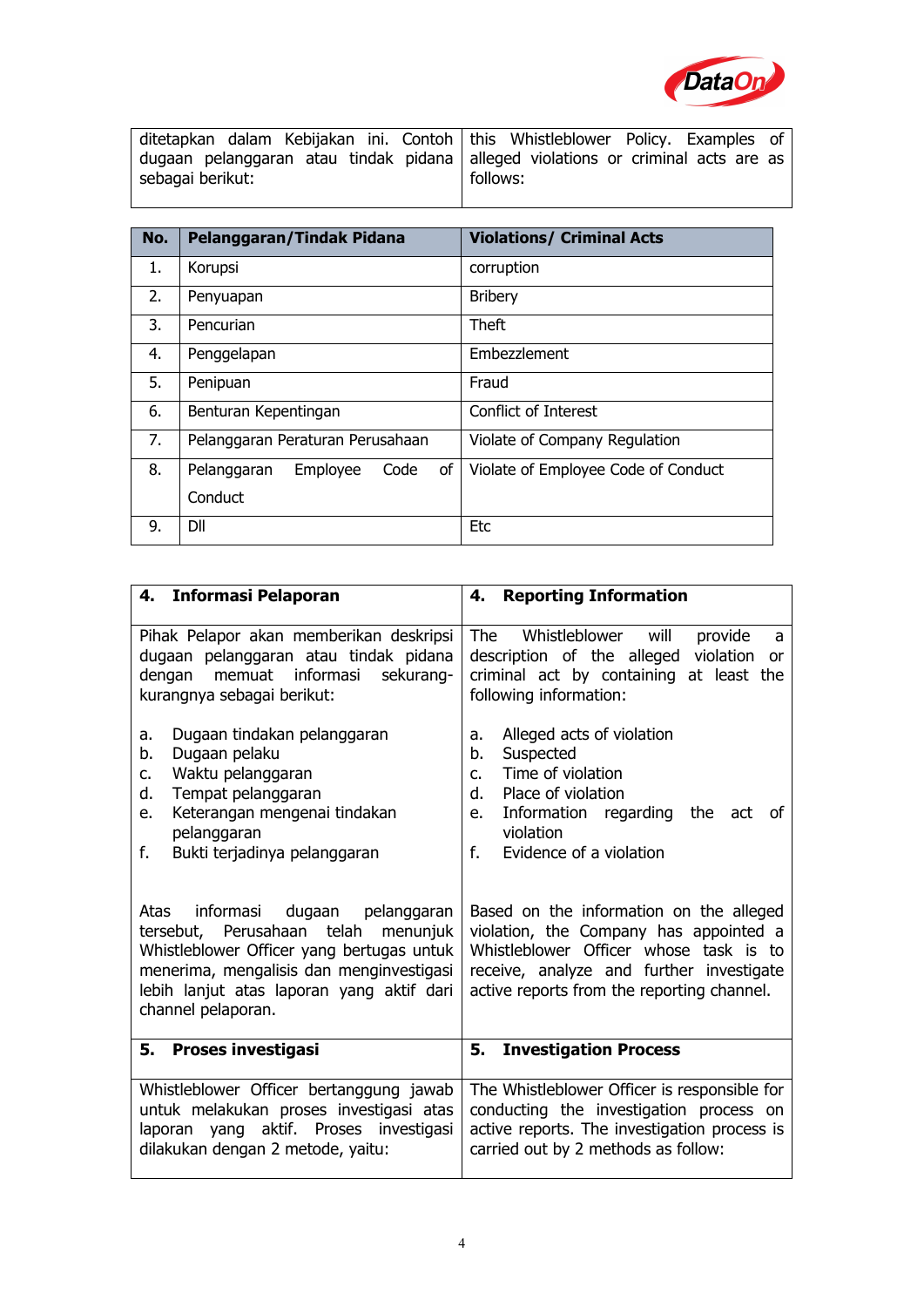| ditetapkan dalam Kebijakan ini. Contoh dugaan pelanggaran atau tindak pidana sebagai berikut: | this Whistleblower Policy. Examples of alleged violations or criminal acts are as follows: |
|---|---|

| No. | Pelanggaran/Tindak Pidana | Violations/ Criminal Acts |
|---|---|---|
| 1. | Korupsi | corruption |
| 2. | Penyuapan | Bribery |
| 3. | Pencurian | Theft |
| 4. | Penggelapan | Embezzlement |
| 5. | Penipuan | Fraud |
| 6. | Benturan Kepentingan | Conflict of Interest |
| 7. | Pelanggaran Peraturan Perusahaan | Violate of Company Regulation |
| 8. | Pelanggaran Employee Code of Conduct | Violate of Employee Code of Conduct |
| 9. | Dll | Etc |

| **4. Informasi Pelaporan** | **4. Reporting Information** |
|---|---|
| Pihak Pelapor akan memberikan deskripsi dugaan pelanggaran atau tindak pidana dengan memuat informasi sekurang-kurangnya sebagai berikut:<br><br>a. Dugaan tindakan pelanggaran<br>b. Dugaan pelaku<br>c. Waktu pelanggaran<br>d. Tempat pelanggaran<br>e. Keterangan mengenai tindakan pelanggaran<br>f. Bukti terjadinya pelanggaran<br><br>Atas informasi dugaan pelanggaran tersebut, Perusahaan telah menunjuk Whistleblower Officer yang bertugas untuk menerima, mengalisis dan menginvestigasi lebih lanjut atas laporan yang aktif dari channel pelaporan. | The Whistleblower will provide a description of the alleged violation or criminal act by containing at least the following information:<br><br>a. Alleged acts of violation<br>b. Suspected<br>c. Time of violation<br>d. Place of violation<br>e. Information regarding the act of violation<br>f. Evidence of a violation<br><br>Based on the information on the alleged violation, the Company has appointed a Whistleblower Officer whose task is to receive, analyze and further investigate active reports from the reporting channel. |
| **5. Proses investigasi** | **5. Investigation Process** |
| Whistleblower Officer bertanggung jawab untuk melakukan proses investigasi atas laporan yang aktif. Proses investigasi dilakukan dengan 2 metode, yaitu: | The Whistleblower Officer is responsible for conducting the investigation process on active reports. The investigation process is carried out by 2 methods as follow: |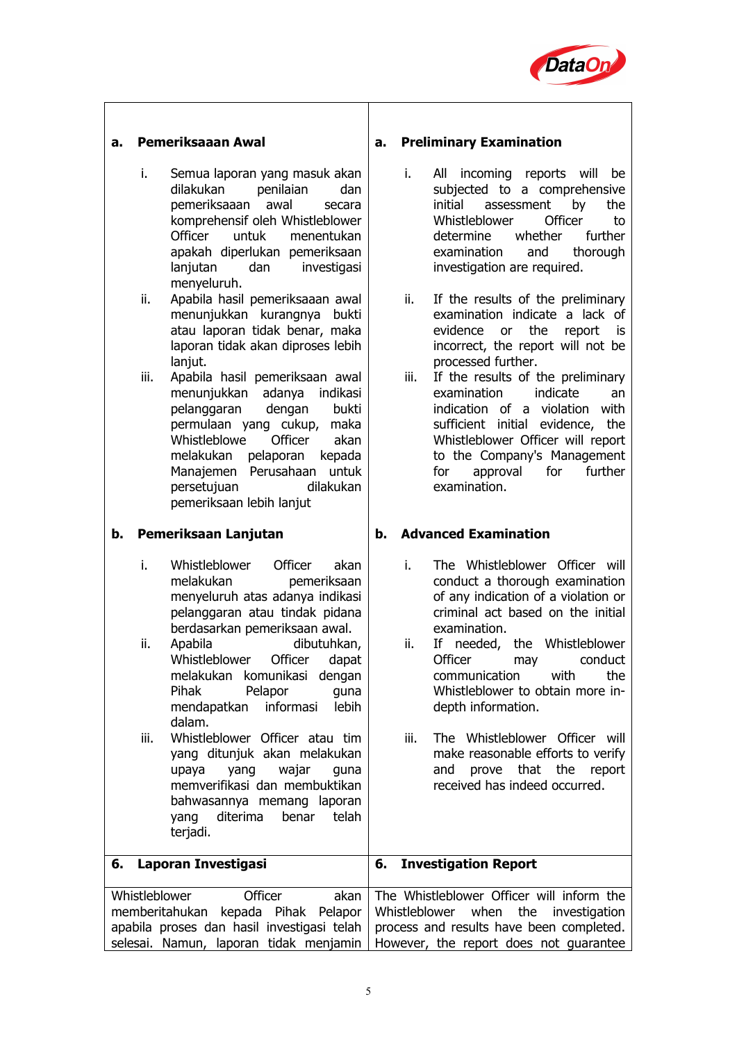| **a. Pemeriksaaan Awal** | **a. Preliminary Examination** |
|---|---|
| i. Semua laporan yang masuk akan dilakukan penilaian dan pemeriksaaan awal secara komprehensif oleh Whistleblower Officer untuk menentukan apakah diperlukan pemeriksaan lanjutan dan investigasi menyeluruh.<br>ii. Apabila hasil pemeriksaaan awal menunjukkan kurangnya bukti atau laporan tidak benar, maka laporan tidak akan diproses lebih lanjut.<br>iii. Apabila hasil pemeriksaan awal menunjukkan adanya indikasi pelanggaran dengan bukti permulaan yang cukup, maka Whistleblowe Officer akan melakukan pelaporan kepada Manajemen Perusahaan untuk persetujuan dilakukan pemeriksaan lebih lanjut | i. All incoming reports will be subjected to a comprehensive initial assessment by the Whistleblower Officer to determine whether further examination and thorough investigation are required.<br>ii. If the results of the preliminary examination indicate a lack of evidence or the report is incorrect, the report will not be processed further.<br>iii. If the results of the preliminary examination indicate an indication of a violation with sufficient initial evidence, the Whistleblower Officer will report to the Company's Management for approval for further examination. |
| **b. Pemeriksaan Lanjutan** | **b. Advanced Examination** |
| i. Whistleblower Officer akan melakukan pemeriksaan menyeluruh atas adanya indikasi pelanggaran atau tindak pidana berdasarkan pemeriksaan awal.<br>ii. Apabila dibutuhkan, Whistleblower Officer dapat melakukan komunikasi dengan Pihak Pelapor guna mendapatkan informasi lebih dalam.<br>iii. Whistleblower Officer atau tim yang ditunjuk akan melakukan upaya yang wajar guna memverifikasi dan membuktikan bahwasannya memang laporan yang diterima benar telah terjadi. | i. The Whistleblower Officer will conduct a thorough examination of any indication of a violation or criminal act based on the initial examination.<br>ii. If needed, the Whistleblower Officer may conduct communication with the Whistleblower to obtain more in-depth information.<br>iii. The Whistleblower Officer will make reasonable efforts to verify and prove that the report received has indeed occurred. |
| **6. Laporan Investigasi** | **6. Investigation Report** |
| Whistleblower Officer akan memberitahukan kepada Pihak Pelapor apabila proses dan hasil investigasi telah selesai. Namun, laporan tidak menjamin | The Whistleblower Officer will inform the Whistleblower when the investigation process and results have been completed. However, the report does not guarantee |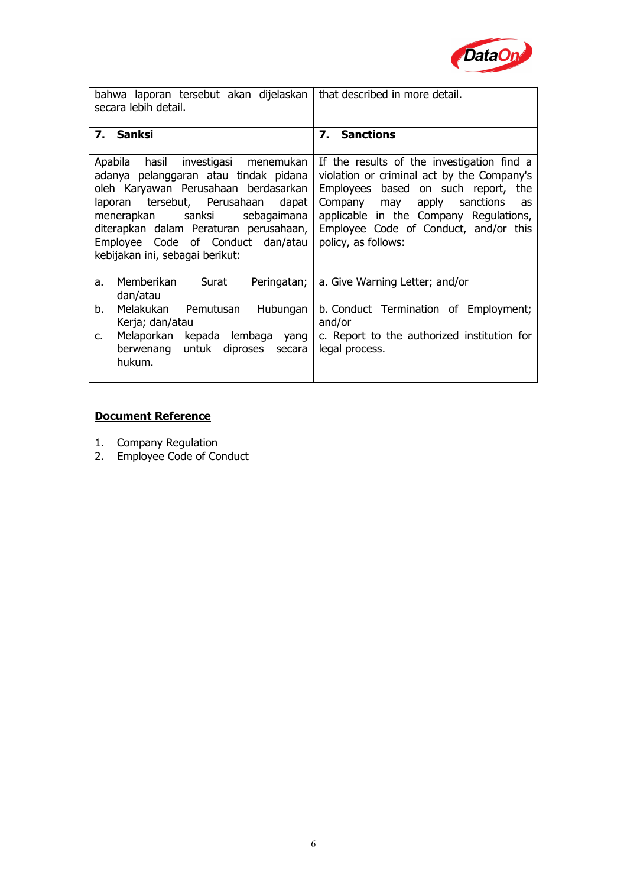| | |
|---|---|
| bahwa laporan tersebut akan dijelaskan secara lebih detail. | that described in more detail. |
| **7. Sanksi** | **7. Sanctions** |
| Apabila hasil investigasi menemukan adanya pelanggaran atau tindak pidana oleh Karyawan Perusahaan berdasarkan laporan tersebut, Perusahaan dapat menerapkan sanksi sebagaimana diterapkan dalam Peraturan perusahaan, Employee Code of Conduct dan/atau kebijakan ini, sebagai berikut:<br><br>a. Memberikan Surat Peringatan; dan/atau<br>b. Melakukan Pemutusan Hubungan Kerja; dan/atau<br>c. Melaporkan kepada lembaga yang berwenang untuk diproses secara hukum. | If the results of the investigation find a violation or criminal act by the Company's Employees based on such report, the Company may apply sanctions as applicable in the Company Regulations, Employee Code of Conduct, and/or this policy, as follows:<br><br>a. Give Warning Letter; and/or<br>b. Conduct Termination of Employment; and/or<br>c. Report to the authorized institution for legal process. |

**Document Reference**

1. Company Regulation
2. Employee Code of Conduct